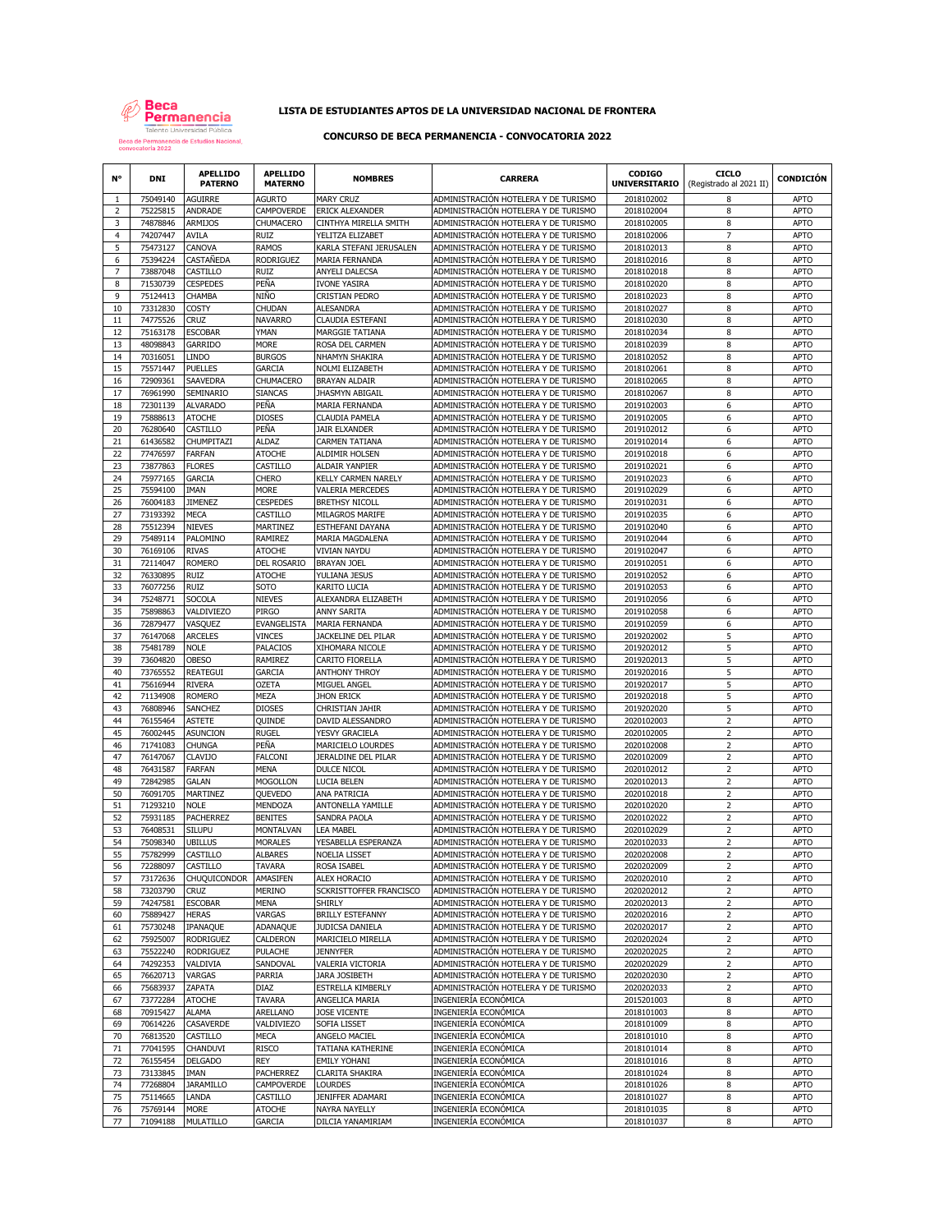Beca Permanencia
Talento Universidad Pública
Beca de Permanencia de Estudios Nacional, convocatoria 2022

## LISTA DE ESTUDIANTES APTOS DE LA UNIVERSIDAD NACIONAL DE FRONTERA

### CONCURSO DE BECA PERMANENCIA - CONVOCATORIA 2022

| N° | DNI | APELLIDO PATERNO | APELLIDO MATERNO | NOMBRES | CARRERA | CODIGO UNIVERSITARIO | CICLO (Registrado al 2021 II) | CONDICIÓN |
|---|---|---|---|---|---|---|---|---|
| 1 | 75049140 | AGUIRRE | AGURTO | MARY CRUZ | ADMINISTRACIÓN HOTELERA Y DE TURISMO | 2018102002 | 8 | APTO |
| 2 | 75225815 | ANDRADE | CAMPOVERDE | ERICK ALEXANDER | ADMINISTRACIÓN HOTELERA Y DE TURISMO | 2018102004 | 8 | APTO |
| 3 | 74878846 | ARMIJOS | CHUMACERO | CINTHYA MIRELLA SMITH | ADMINISTRACIÓN HOTELERA Y DE TURISMO | 2018102005 | 8 | APTO |
| 4 | 74207447 | AVILA | RUIZ | YELITZA ELIZABET | ADMINISTRACIÓN HOTELERA Y DE TURISMO | 2018102006 | 7 | APTO |
| 5 | 75473127 | CANOVA | RAMOS | KARLA STEFANI JERUSALEN | ADMINISTRACIÓN HOTELERA Y DE TURISMO | 2018102013 | 8 | APTO |
| 6 | 75394224 | CASTAÑEDA | RODRIGUEZ | MARIA FERNANDA | ADMINISTRACIÓN HOTELERA Y DE TURISMO | 2018102016 | 8 | APTO |
| 7 | 73887048 | CASTILLO | RUIZ | ANYELI DALECSA | ADMINISTRACIÓN HOTELERA Y DE TURISMO | 2018102018 | 8 | APTO |
| 8 | 71530739 | CESPEDES | PEÑA | IVONE YASIRA | ADMINISTRACIÓN HOTELERA Y DE TURISMO | 2018102020 | 8 | APTO |
| 9 | 75124413 | CHAMBA | NIÑO | CRISTIAN PEDRO | ADMINISTRACIÓN HOTELERA Y DE TURISMO | 2018102023 | 8 | APTO |
| 10 | 73312830 | COSTY | CHUDAN | ALESANDRA | ADMINISTRACIÓN HOTELERA Y DE TURISMO | 2018102027 | 8 | APTO |
| 11 | 74775526 | CRUZ | NAVARRO | CLAUDIA ESTEFANI | ADMINISTRACIÓN HOTELERA Y DE TURISMO | 2018102030 | 8 | APTO |
| 12 | 75163178 | ESCOBAR | YMAN | MARGGIE TATIANA | ADMINISTRACIÓN HOTELERA Y DE TURISMO | 2018102034 | 8 | APTO |
| 13 | 48098843 | GARRIDO | MORE | ROSA DEL CARMEN | ADMINISTRACIÓN HOTELERA Y DE TURISMO | 2018102039 | 8 | APTO |
| 14 | 70316051 | LINDO | BURGOS | NHAMYN SHAKIRA | ADMINISTRACIÓN HOTELERA Y DE TURISMO | 2018102052 | 8 | APTO |
| 15 | 75571447 | PUELLES | GARCIA | NOLMI ELIZABETH | ADMINISTRACIÓN HOTELERA Y DE TURISMO | 2018102061 | 8 | APTO |
| 16 | 72909361 | SAAVEDRA | CHUMACERO | BRAYAN ALDAIR | ADMINISTRACIÓN HOTELERA Y DE TURISMO | 2018102065 | 8 | APTO |
| 17 | 76961990 | SEMINARIO | SIANCAS | JHASMYN ABIGAIL | ADMINISTRACIÓN HOTELERA Y DE TURISMO | 2018102067 | 8 | APTO |
| 18 | 72301139 | ALVARADO | PEÑA | MARIA FERNANDA | ADMINISTRACIÓN HOTELERA Y DE TURISMO | 2019102003 | 6 | APTO |
| 19 | 75888613 | ATOCHE | DIOSES | CLAUDIA PAMELA | ADMINISTRACIÓN HOTELERA Y DE TURISMO | 2019102005 | 6 | APTO |
| 20 | 76280640 | CASTILLO | PEÑA | JAIR ELXANDER | ADMINISTRACIÓN HOTELERA Y DE TURISMO | 2019102012 | 6 | APTO |
| 21 | 61436582 | CHUMPITAZI | ALDAZ | CARMEN TATIANA | ADMINISTRACIÓN HOTELERA Y DE TURISMO | 2019102014 | 6 | APTO |
| 22 | 77476597 | FARFAN | ATOCHE | ALDIMIR HOLSEN | ADMINISTRACIÓN HOTELERA Y DE TURISMO | 2019102018 | 6 | APTO |
| 23 | 73877863 | FLORES | CASTILLO | ALDAIR YANPIER | ADMINISTRACIÓN HOTELERA Y DE TURISMO | 2019102021 | 6 | APTO |
| 24 | 75977165 | GARCIA | CHERO | KELLY CARMEN NARELY | ADMINISTRACIÓN HOTELERA Y DE TURISMO | 2019102023 | 6 | APTO |
| 25 | 75594100 | IMAN | MORE | VALERIA MERCEDES | ADMINISTRACIÓN HOTELERA Y DE TURISMO | 2019102029 | 6 | APTO |
| 26 | 76004183 | JIMENEZ | CESPEDES | BRETHSY NICOLL | ADMINISTRACIÓN HOTELERA Y DE TURISMO | 2019102031 | 6 | APTO |
| 27 | 73193392 | MECA | CASTILLO | MILAGROS MARIFE | ADMINISTRACIÓN HOTELERA Y DE TURISMO | 2019102035 | 6 | APTO |
| 28 | 75512394 | NIEVES | MARTINEZ | ESTHEFANI DAYANA | ADMINISTRACIÓN HOTELERA Y DE TURISMO | 2019102040 | 6 | APTO |
| 29 | 75489114 | PALOMINO | RAMIREZ | MARIA MAGDALENA | ADMINISTRACIÓN HOTELERA Y DE TURISMO | 2019102044 | 6 | APTO |
| 30 | 76169106 | RIVAS | ATOCHE | VIVIAN NAYDU | ADMINISTRACIÓN HOTELERA Y DE TURISMO | 2019102047 | 6 | APTO |
| 31 | 72114047 | ROMERO | DEL ROSARIO | BRAYAN JOEL | ADMINISTRACIÓN HOTELERA Y DE TURISMO | 2019102051 | 6 | APTO |
| 32 | 76330895 | RUIZ | ATOCHE | YULIANA JESUS | ADMINISTRACIÓN HOTELERA Y DE TURISMO | 2019102052 | 6 | APTO |
| 33 | 76077256 | RUIZ | SOTO | KARITO LUCIA | ADMINISTRACIÓN HOTELERA Y DE TURISMO | 2019102053 | 6 | APTO |
| 34 | 75248771 | SOCOLA | NIEVES | ALEXANDRA ELIZABETH | ADMINISTRACIÓN HOTELERA Y DE TURISMO | 2019102056 | 6 | APTO |
| 35 | 75898863 | VALDIVIEZO | PIRGO | ANNY SARITA | ADMINISTRACIÓN HOTELERA Y DE TURISMO | 2019102058 | 6 | APTO |
| 36 | 72879477 | VASQUEZ | EVANGELISTA | MARIA FERNANDA | ADMINISTRACIÓN HOTELERA Y DE TURISMO | 2019102059 | 6 | APTO |
| 37 | 76147068 | ARCELES | VINCES | JACKELINE DEL PILAR | ADMINISTRACIÓN HOTELERA Y DE TURISMO | 2019202002 | 5 | APTO |
| 38 | 75481789 | NOLE | PALACIOS | XIHOMARA NICOLE | ADMINISTRACIÓN HOTELERA Y DE TURISMO | 2019202012 | 5 | APTO |
| 39 | 73604820 | OBESO | RAMIREZ | CARITO FIORELLA | ADMINISTRACIÓN HOTELERA Y DE TURISMO | 2019202013 | 5 | APTO |
| 40 | 73765552 | REATEGUI | GARCIA | ANTHONY THROY | ADMINISTRACIÓN HOTELERA Y DE TURISMO | 2019202016 | 5 | APTO |
| 41 | 75616944 | RIVERA | OZETA | MIGUEL ANGEL | ADMINISTRACIÓN HOTELERA Y DE TURISMO | 2019202017 | 5 | APTO |
| 42 | 71134908 | ROMERO | MEZA | JHON ERICK | ADMINISTRACIÓN HOTELERA Y DE TURISMO | 2019202018 | 5 | APTO |
| 43 | 76808946 | SANCHEZ | DIOSES | CHRISTIAN JAHIR | ADMINISTRACIÓN HOTELERA Y DE TURISMO | 2019202020 | 5 | APTO |
| 44 | 76155464 | ASTETE | QUINDE | DAVID ALESSANDRO | ADMINISTRACIÓN HOTELERA Y DE TURISMO | 2020102003 | 2 | APTO |
| 45 | 76002445 | ASUNCION | RUGEL | YESVY GRACIELA | ADMINISTRACIÓN HOTELERA Y DE TURISMO | 2020102005 | 2 | APTO |
| 46 | 71741083 | CHUNGA | PEÑA | MARICIELO LOURDES | ADMINISTRACIÓN HOTELERA Y DE TURISMO | 2020102008 | 2 | APTO |
| 47 | 76147067 | CLAVIJO | FALCONI | JERALDINE DEL PILAR | ADMINISTRACIÓN HOTELERA Y DE TURISMO | 2020102009 | 2 | APTO |
| 48 | 76431587 | FARFAN | MENA | DULCE NICOL | ADMINISTRACIÓN HOTELERA Y DE TURISMO | 2020102012 | 2 | APTO |
| 49 | 72842985 | GALAN | MOGOLLON | LUCIA BELEN | ADMINISTRACIÓN HOTELERA Y DE TURISMO | 2020102013 | 2 | APTO |
| 50 | 76091705 | MARTINEZ | QUEVEDO | ANA PATRICIA | ADMINISTRACIÓN HOTELERA Y DE TURISMO | 2020102018 | 2 | APTO |
| 51 | 71293210 | NOLE | MENDOZA | ANTONELLA YAMILLE | ADMINISTRACIÓN HOTELERA Y DE TURISMO | 2020102020 | 2 | APTO |
| 52 | 75931185 | PACHERREZ | BENITES | SANDRA PAOLA | ADMINISTRACIÓN HOTELERA Y DE TURISMO | 2020102022 | 2 | APTO |
| 53 | 76408531 | SILUPU | MONTALVAN | LEA MABEL | ADMINISTRACIÓN HOTELERA Y DE TURISMO | 2020102029 | 2 | APTO |
| 54 | 75098340 | UBILLUS | MORALES | YESABELLA ESPERANZA | ADMINISTRACIÓN HOTELERA Y DE TURISMO | 2020102033 | 2 | APTO |
| 55 | 75782999 | CASTILLO | ALBARES | NOELIA LISSET | ADMINISTRACIÓN HOTELERA Y DE TURISMO | 2020202008 | 2 | APTO |
| 56 | 72288097 | CASTILLO | TAVARA | ROSA ISABEL | ADMINISTRACIÓN HOTELERA Y DE TURISMO | 2020202009 | 2 | APTO |
| 57 | 73172636 | CHUQUICONDOR | AMASIFEN | ALEX HORACIO | ADMINISTRACIÓN HOTELERA Y DE TURISMO | 2020202010 | 2 | APTO |
| 58 | 73203790 | CRUZ | MERINO | SCKRISTTOFFER FRANCISCO | ADMINISTRACIÓN HOTELERA Y DE TURISMO | 2020202012 | 2 | APTO |
| 59 | 74247581 | ESCOBAR | MENA | SHIRLY | ADMINISTRACIÓN HOTELERA Y DE TURISMO | 2020202013 | 2 | APTO |
| 60 | 75889427 | HERAS | VARGAS | BRILLY ESTEFANNY | ADMINISTRACIÓN HOTELERA Y DE TURISMO | 2020202016 | 2 | APTO |
| 61 | 75730248 | IPANAQUE | ADANAQUE | JUDICSA DANIELA | ADMINISTRACIÓN HOTELERA Y DE TURISMO | 2020202017 | 2 | APTO |
| 62 | 75925007 | RODRIGUEZ | CALDERON | MARICIELO MIRELLA | ADMINISTRACIÓN HOTELERA Y DE TURISMO | 2020202024 | 2 | APTO |
| 63 | 75522240 | RODRIGUEZ | PULACHE | JENNYFER | ADMINISTRACIÓN HOTELERA Y DE TURISMO | 2020202025 | 2 | APTO |
| 64 | 74292353 | VALDIVIA | SANDOVAL | VALERIA VICTORIA | ADMINISTRACIÓN HOTELERA Y DE TURISMO | 2020202029 | 2 | APTO |
| 65 | 76620713 | VARGAS | PARRIA | JARA JOSIBETH | ADMINISTRACIÓN HOTELERA Y DE TURISMO | 2020202030 | 2 | APTO |
| 66 | 75683937 | ZAPATA | DIAZ | ESTRELLA KIMBERLY | ADMINISTRACIÓN HOTELERA Y DE TURISMO | 2020202033 | 2 | APTO |
| 67 | 73772284 | ATOCHE | TAVARA | ANGELICA MARIA | INGENIERÍA ECONÓMICA | 2015201003 | 8 | APTO |
| 68 | 70915427 | ALAMA | ARELLANO | JOSE VICENTE | INGENIERÍA ECONÓMICA | 2018101003 | 8 | APTO |
| 69 | 70614226 | CASAVERDE | VALDIVIEZO | SOFIA LISSET | INGENIERÍA ECONÓMICA | 2018101009 | 8 | APTO |
| 70 | 76813520 | CASTILLO | MECA | ANGELO MACIEL | INGENIERÍA ECONÓMICA | 2018101010 | 8 | APTO |
| 71 | 77041595 | CHANDUVI | RISCO | TATIANA KATHERINE | INGENIERÍA ECONÓMICA | 2018101014 | 8 | APTO |
| 72 | 76155454 | DELGADO | REY | EMILY YOHANI | INGENIERÍA ECONÓMICA | 2018101016 | 8 | APTO |
| 73 | 73133845 | IMAN | PACHERREZ | CLARITA SHAKIRA | INGENIERÍA ECONÓMICA | 2018101024 | 8 | APTO |
| 74 | 77268804 | JARAMILLO | CAMPOVERDE | LOURDES | INGENIERÍA ECONÓMICA | 2018101026 | 8 | APTO |
| 75 | 75114665 | LANDA | CASTILLO | JENIFFER ADAMARI | INGENIERÍA ECONÓMICA | 2018101027 | 8 | APTO |
| 76 | 75769144 | MORE | ATOCHE | NAYRA NAYELLY | INGENIERÍA ECONÓMICA | 2018101035 | 8 | APTO |
| 77 | 71094188 | MULATILLO | GARCIA | DILCIA YANAMIRIAM | INGENIERÍA ECONÓMICA | 2018101037 | 8 | APTO |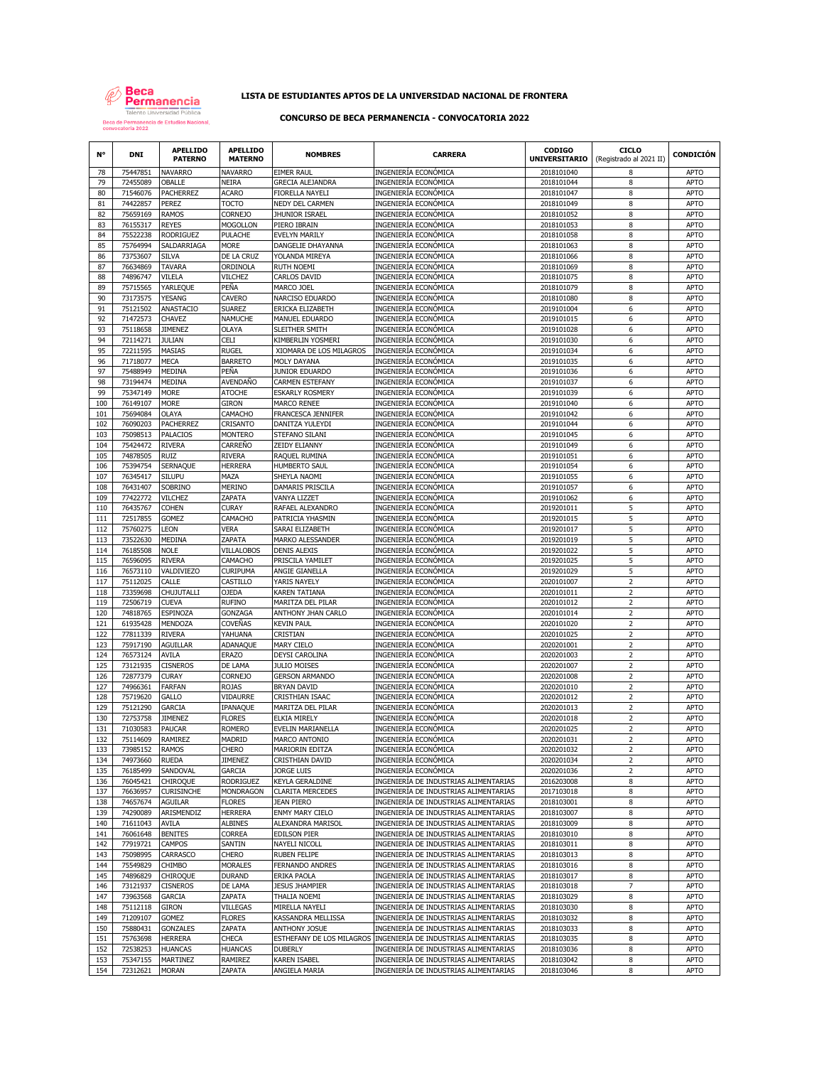**LISTA DE ESTUDIANTES APTOS DE LA UNIVERSIDAD NACIONAL DE FRONTERA**

**CONCURSO DE BECA PERMANENCIA - CONVOCATORIA 2022**

| N° | DNI | APELLIDO PATERNO | APELLIDO MATERNO | NOMBRES | CARRERA | CODIGO UNIVERSITARIO | CICLO (Registrado al 2021 II) | CONDICIÓN |
|---|---|---|---|---|---|---|---|---|
| 78 | 75447851 | NAVARRO | NAVARRO | EIMER RAUL | INGENIERÍA ECONÓMICA | 2018101040 | 8 | APTO |
| 79 | 72455089 | OBALLE | NEIRA | GRECIA ALEJANDRA | INGENIERÍA ECONÓMICA | 2018101044 | 8 | APTO |
| 80 | 71546076 | PACHERREZ | ACARO | FIORELLA NAYELI | INGENIERÍA ECONÓMICA | 2018101047 | 8 | APTO |
| 81 | 74422857 | PEREZ | TOCTO | NEDY DEL CARMEN | INGENIERÍA ECONÓMICA | 2018101049 | 8 | APTO |
| 82 | 75659169 | RAMOS | CORNEJO | JHUNIOR ISRAEL | INGENIERÍA ECONÓMICA | 2018101052 | 8 | APTO |
| 83 | 76155317 | REYES | MOGOLLON | PIERO IBRAIN | INGENIERÍA ECONÓMICA | 2018101053 | 8 | APTO |
| 84 | 75522238 | RODRIGUEZ | PULACHE | EVELYN MARILY | INGENIERÍA ECONÓMICA | 2018101058 | 8 | APTO |
| 85 | 75764994 | SALDARRIAGA | MORE | DANGELIE DHAYANNA | INGENIERÍA ECONÓMICA | 2018101063 | 8 | APTO |
| 86 | 73753607 | SILVA | DE LA CRUZ | YOLANDA MIREYA | INGENIERÍA ECONÓMICA | 2018101066 | 8 | APTO |
| 87 | 76634869 | TAVARA | ORDINOLA | RUTH NOEMI | INGENIERÍA ECONÓMICA | 2018101069 | 8 | APTO |
| 88 | 74896747 | VILELA | VILCHEZ | CARLOS DAVID | INGENIERÍA ECONÓMICA | 2018101075 | 8 | APTO |
| 89 | 75715565 | YARLEQUE | PEÑA | MARCO JOEL | INGENIERÍA ECONÓMICA | 2018101079 | 8 | APTO |
| 90 | 73173575 | YESANG | CAVERO | NARCISO EDUARDO | INGENIERÍA ECONÓMICA | 2018101080 | 8 | APTO |
| 91 | 75121502 | ANASTACIO | SUAREZ | ERICKA ELIZABETH | INGENIERÍA ECONÓMICA | 2019101004 | 6 | APTO |
| 92 | 71472573 | CHAVEZ | NAMUCHE | MANUEL EDUARDO | INGENIERÍA ECONÓMICA | 2019101015 | 6 | APTO |
| 93 | 75118658 | JIMENEZ | OLAYA | SLEITHER SMITH | INGENIERÍA ECONÓMICA | 2019101028 | 6 | APTO |
| 94 | 72114271 | JULIAN | CELI | KIMBERLIN YOSMERI | INGENIERÍA ECONÓMICA | 2019101030 | 6 | APTO |
| 95 | 72211595 | MASIAS | RUGEL | XIOMARA DE LOS MILAGROS | INGENIERÍA ECONÓMICA | 2019101034 | 6 | APTO |
| 96 | 71718077 | MECA | BARRETO | MOLY DAYANA | INGENIERÍA ECONÓMICA | 2019101035 | 6 | APTO |
| 97 | 75488949 | MEDINA | PEÑA | JUNIOR EDUARDO | INGENIERÍA ECONÓMICA | 2019101036 | 6 | APTO |
| 98 | 73194474 | MEDINA | AVENDAÑO | CARMEN ESTEFANY | INGENIERÍA ECONÓMICA | 2019101037 | 6 | APTO |
| 99 | 75347149 | MORE | ATOCHE | ESKARLY ROSMERY | INGENIERÍA ECONÓMICA | 2019101039 | 6 | APTO |
| 100 | 76149107 | MORE | GIRON | MARCO RENEE | INGENIERÍA ECONÓMICA | 2019101040 | 6 | APTO |
| 101 | 75694084 | OLAYA | CAMACHO | FRANCESCA JENNIFER | INGENIERÍA ECONÓMICA | 2019101042 | 6 | APTO |
| 102 | 76090203 | PACHERREZ | CRISANTO | DANITZA YULEYDI | INGENIERÍA ECONÓMICA | 2019101044 | 6 | APTO |
| 103 | 75098513 | PALACIOS | MONTERO | STEFANO SILANI | INGENIERÍA ECONÓMICA | 2019101045 | 6 | APTO |
| 104 | 75424472 | RIVERA | CARREÑO | ZEIDY ELIANNY | INGENIERÍA ECONÓMICA | 2019101049 | 6 | APTO |
| 105 | 74878505 | RUIZ | RIVERA | RAQUEL RUMINA | INGENIERÍA ECONÓMICA | 2019101051 | 6 | APTO |
| 106 | 75394754 | SERNAQUE | HERRERA | HUMBERTO SAUL | INGENIERÍA ECONÓMICA | 2019101054 | 6 | APTO |
| 107 | 76345417 | SILUPU | MAZA | SHEYLA NAOMI | INGENIERÍA ECONÓMICA | 2019101055 | 6 | APTO |
| 108 | 76431407 | SOBRINO | MERINO | DAMARIS PRISCILA | INGENIERÍA ECONÓMICA | 2019101057 | 6 | APTO |
| 109 | 77422772 | VILCHEZ | ZAPATA | VANYA LIZZET | INGENIERÍA ECONÓMICA | 2019101062 | 6 | APTO |
| 110 | 76435767 | COHEN | CURAY | RAFAEL ALEXANDRO | INGENIERÍA ECONÓMICA | 2019201011 | 5 | APTO |
| 111 | 72517855 | GOMEZ | CAMACHO | PATRICIA YHASMIN | INGENIERÍA ECONÓMICA | 2019201015 | 5 | APTO |
| 112 | 75760275 | LEON | VERA | SARAI ELIZABETH | INGENIERÍA ECONÓMICA | 2019201017 | 5 | APTO |
| 113 | 73522630 | MEDINA | ZAPATA | MARKO ALESSANDER | INGENIERÍA ECONÓMICA | 2019201019 | 5 | APTO |
| 114 | 76185508 | NOLE | VILLALOBOS | DENIS ALEXIS | INGENIERÍA ECONÓMICA | 2019201022 | 5 | APTO |
| 115 | 76596095 | RIVERA | CAMACHO | PRISCILA YAMILET | INGENIERÍA ECONÓMICA | 2019201025 | 5 | APTO |
| 116 | 76573110 | VALDIVIEZO | CURIPUMA | ANGIE GIANELLA | INGENIERÍA ECONÓMICA | 2019201029 | 5 | APTO |
| 117 | 75112025 | CALLE | CASTILLO | YARIS NAYELY | INGENIERÍA ECONÓMICA | 2020101007 | 2 | APTO |
| 118 | 73359698 | CHUJUTALLI | OJEDA | KAREN TATIANA | INGENIERÍA ECONÓMICA | 2020101011 | 2 | APTO |
| 119 | 72506719 | CUEVA | RUFINO | MARITZA DEL PILAR | INGENIERÍA ECONÓMICA | 2020101012 | 2 | APTO |
| 120 | 74818765 | ESPINOZA | GONZAGA | ANTHONY JHAN CARLO | INGENIERÍA ECONÓMICA | 2020101014 | 2 | APTO |
| 121 | 61935428 | MENDOZA | COVEÑAS | KEVIN PAUL | INGENIERÍA ECONÓMICA | 2020101020 | 2 | APTO |
| 122 | 77811339 | RIVERA | YAHUANA | CRISTIAN | INGENIERÍA ECONÓMICA | 2020101025 | 2 | APTO |
| 123 | 75917190 | AGUILLAR | ADANAQUE | MARY CIELO | INGENIERÍA ECONÓMICA | 2020201001 | 2 | APTO |
| 124 | 76573124 | AVILA | ERAZO | DEYSI CAROLINA | INGENIERÍA ECONÓMICA | 2020201003 | 2 | APTO |
| 125 | 73121935 | CISNEROS | DE LAMA | JULIO MOISES | INGENIERÍA ECONÓMICA | 2020201007 | 2 | APTO |
| 126 | 72877379 | CURAY | CORNEJO | GERSON ARMANDO | INGENIERÍA ECONÓMICA | 2020201008 | 2 | APTO |
| 127 | 74966361 | FARFAN | ROJAS | BRYAN DAVID | INGENIERÍA ECONÓMICA | 2020201010 | 2 | APTO |
| 128 | 75719620 | GALLO | VIDAURRE | CRISTHIAN ISAAC | INGENIERÍA ECONÓMICA | 2020201012 | 2 | APTO |
| 129 | 75121290 | GARCIA | IPANAQUE | MARITZA DEL PILAR | INGENIERÍA ECONÓMICA | 2020201013 | 2 | APTO |
| 130 | 72753758 | JIMENEZ | FLORES | ELKIA MIRELY | INGENIERÍA ECONÓMICA | 2020201018 | 2 | APTO |
| 131 | 71030583 | PAUCAR | ROMERO | EVELIN MARIANELLA | INGENIERÍA ECONÓMICA | 2020201025 | 2 | APTO |
| 132 | 75114609 | RAMIREZ | MADRID | MARCO ANTONIO | INGENIERÍA ECONÓMICA | 2020201031 | 2 | APTO |
| 133 | 73985152 | RAMOS | CHERO | MARIORIN EDITZA | INGENIERÍA ECONÓMICA | 2020201032 | 2 | APTO |
| 134 | 74973660 | RUEDA | JIMENEZ | CRISTHIAN DAVID | INGENIERÍA ECONÓMICA | 2020201034 | 2 | APTO |
| 135 | 76185499 | SANDOVAL | GARCIA | JORGE LUIS | INGENIERÍA ECONÓMICA | 2020201036 | 2 | APTO |
| 136 | 76045421 | CHIROQUE | RODRIGUEZ | KEYLA GERALDINE | INGENIERÍA DE INDUSTRIAS ALIMENTARIAS | 2016203008 | 8 | APTO |
| 137 | 76636957 | CURISINCHE | MONDRAGON | CLARITA MERCEDES | INGENIERÍA DE INDUSTRIAS ALIMENTARIAS | 2017103018 | 8 | APTO |
| 138 | 74657674 | AGUILAR | FLORES | JEAN PIERO | INGENIERÍA DE INDUSTRIAS ALIMENTARIAS | 2018103001 | 8 | APTO |
| 139 | 74290089 | ARISMENDIZ | HERRERA | ENMY MARY CIELO | INGENIERÍA DE INDUSTRIAS ALIMENTARIAS | 2018103007 | 8 | APTO |
| 140 | 71611043 | AVILA | ALBINES | ALEXANDRA MARISOL | INGENIERÍA DE INDUSTRIAS ALIMENTARIAS | 2018103009 | 8 | APTO |
| 141 | 76061648 | BENITES | CORREA | EDILSON PIER | INGENIERÍA DE INDUSTRIAS ALIMENTARIAS | 2018103010 | 8 | APTO |
| 142 | 77919721 | CAMPOS | SANTIN | NAYELI NICOLL | INGENIERÍA DE INDUSTRIAS ALIMENTARIAS | 2018103011 | 8 | APTO |
| 143 | 75098995 | CARRASCO | CHERO | RUBEN FELIPE | INGENIERÍA DE INDUSTRIAS ALIMENTARIAS | 2018103013 | 8 | APTO |
| 144 | 75549829 | CHIMBO | MORALES | FERNANDO ANDRES | INGENIERÍA DE INDUSTRIAS ALIMENTARIAS | 2018103016 | 8 | APTO |
| 145 | 74896829 | CHIROQUE | DURAND | ERIKA PAOLA | INGENIERÍA DE INDUSTRIAS ALIMENTARIAS | 2018103017 | 8 | APTO |
| 146 | 73121937 | CISNEROS | DE LAMA | JESUS JHAMPIER | INGENIERÍA DE INDUSTRIAS ALIMENTARIAS | 2018103018 | 7 | APTO |
| 147 | 73963568 | GARCIA | ZAPATA | THALIA NOEMI | INGENIERÍA DE INDUSTRIAS ALIMENTARIAS | 2018103029 | 8 | APTO |
| 148 | 75112118 | GIRON | VILLEGAS | MIRELLA NAYELI | INGENIERÍA DE INDUSTRIAS ALIMENTARIAS | 2018103030 | 8 | APTO |
| 149 | 71209107 | GOMEZ | FLORES | KASSANDRA MELLISSA | INGENIERÍA DE INDUSTRIAS ALIMENTARIAS | 2018103032 | 8 | APTO |
| 150 | 75880431 | GONZALES | ZAPATA | ANTHONY JOSUE | INGENIERÍA DE INDUSTRIAS ALIMENTARIAS | 2018103033 | 8 | APTO |
| 151 | 75763698 | HERRERA | CHECA | ESTHEFANY DE LOS MILAGROS | INGENIERÍA DE INDUSTRIAS ALIMENTARIAS | 2018103035 | 8 | APTO |
| 152 | 72538253 | HUANCAS | HUANCAS | DUBERLY | INGENIERÍA DE INDUSTRIAS ALIMENTARIAS | 2018103036 | 8 | APTO |
| 153 | 75347155 | MARTINEZ | RAMIREZ | KAREN ISABEL | INGENIERÍA DE INDUSTRIAS ALIMENTARIAS | 2018103042 | 8 | APTO |
| 154 | 72312621 | MORAN | ZAPATA | ANGIELA MARIA | INGENIERÍA DE INDUSTRIAS ALIMENTARIAS | 2018103046 | 8 | APTO |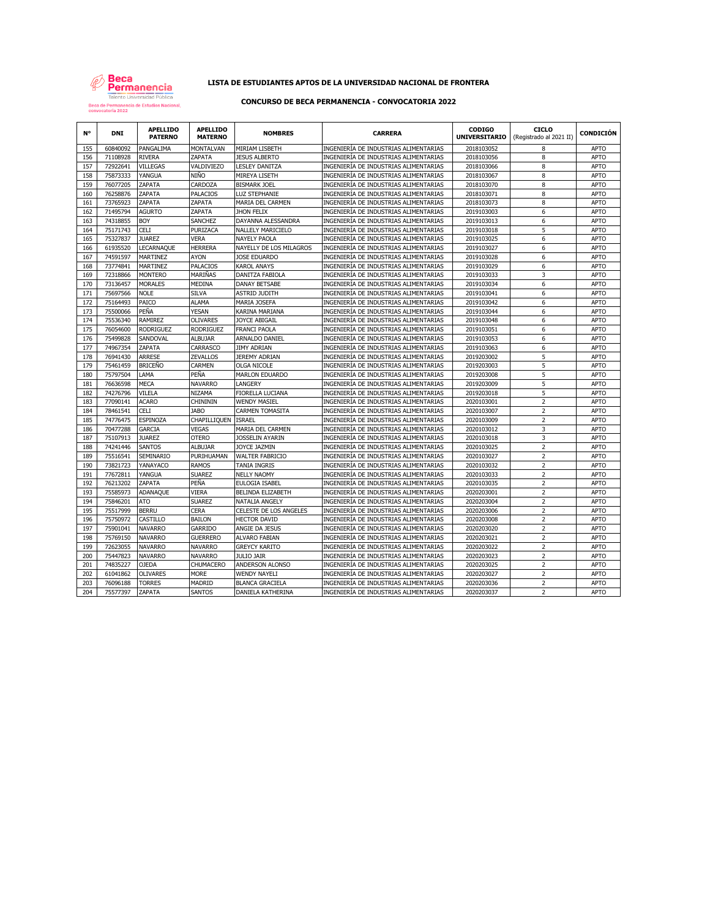**LISTA DE ESTUDIANTES APTOS DE LA UNIVERSIDAD NACIONAL DE FRONTERA**

**CONCURSO DE BECA PERMANENCIA - CONVOCATORIA 2022**

| N° | DNI | APELLIDO PATERNO | APELLIDO MATERNO | NOMBRES | CARRERA | CODIGO UNIVERSITARIO | CICLO (Registrado al 2021 II) | CONDICIÓN |
|---|---|---|---|---|---|---|---|---|
| 155 | 60840092 | PANGALIMA | MONTALVAN | MIRIAM LISBETH | INGENIERÍA DE INDUSTRIAS ALIMENTARIAS | 2018103052 | 8 | APTO |
| 156 | 71108928 | RIVERA | ZAPATA | JESUS ALBERTO | INGENIERÍA DE INDUSTRIAS ALIMENTARIAS | 2018103056 | 8 | APTO |
| 157 | 72922641 | VILLEGAS | VALDIVIEZO | LESLEY DANITZA | INGENIERÍA DE INDUSTRIAS ALIMENTARIAS | 2018103066 | 8 | APTO |
| 158 | 75873333 | YANGUA | NIÑO | MIREYA LISETH | INGENIERÍA DE INDUSTRIAS ALIMENTARIAS | 2018103067 | 8 | APTO |
| 159 | 76077205 | ZAPATA | CARDOZA | BISMARK JOEL | INGENIERÍA DE INDUSTRIAS ALIMENTARIAS | 2018103070 | 8 | APTO |
| 160 | 76258876 | ZAPATA | PALACIOS | LUZ STEPHANIE | INGENIERÍA DE INDUSTRIAS ALIMENTARIAS | 2018103071 | 8 | APTO |
| 161 | 73765923 | ZAPATA | ZAPATA | MARIA DEL CARMEN | INGENIERÍA DE INDUSTRIAS ALIMENTARIAS | 2018103073 | 8 | APTO |
| 162 | 71495794 | AGURTO | ZAPATA | JHON FELIX | INGENIERÍA DE INDUSTRIAS ALIMENTARIAS | 2019103003 | 6 | APTO |
| 163 | 74318855 | BOY | SANCHEZ | DAYANNA ALESSANDRA | INGENIERÍA DE INDUSTRIAS ALIMENTARIAS | 2019103013 | 6 | APTO |
| 164 | 75171743 | CELI | PURIZACA | NALLELY MARICIELO | INGENIERÍA DE INDUSTRIAS ALIMENTARIAS | 2019103018 | 5 | APTO |
| 165 | 75327837 | JUAREZ | VERA | NAYELY PAOLA | INGENIERÍA DE INDUSTRIAS ALIMENTARIAS | 2019103025 | 6 | APTO |
| 166 | 61935520 | LECARNAQUE | HERRERA | NAYELLY DE LOS MILAGROS | INGENIERÍA DE INDUSTRIAS ALIMENTARIAS | 2019103027 | 6 | APTO |
| 167 | 74591597 | MARTINEZ | AYON | JOSE EDUARDO | INGENIERÍA DE INDUSTRIAS ALIMENTARIAS | 2019103028 | 6 | APTO |
| 168 | 73774841 | MARTINEZ | PALACIOS | KAROL ANAYS | INGENIERÍA DE INDUSTRIAS ALIMENTARIAS | 2019103029 | 6 | APTO |
| 169 | 72318866 | MONTERO | MARIÑAS | DANITZA FABIOLA | INGENIERÍA DE INDUSTRIAS ALIMENTARIAS | 2019103033 | 3 | APTO |
| 170 | 73136457 | MORALES | MEDINA | DANAY BETSABE | INGENIERÍA DE INDUSTRIAS ALIMENTARIAS | 2019103034 | 6 | APTO |
| 171 | 75697566 | NOLE | SILVA | ASTRID JUDITH | INGENIERÍA DE INDUSTRIAS ALIMENTARIAS | 2019103041 | 6 | APTO |
| 172 | 75164493 | PAICO | ALAMA | MARIA JOSEFA | INGENIERÍA DE INDUSTRIAS ALIMENTARIAS | 2019103042 | 6 | APTO |
| 173 | 75500066 | PEÑA | YESAN | KARINA MARIANA | INGENIERÍA DE INDUSTRIAS ALIMENTARIAS | 2019103044 | 6 | APTO |
| 174 | 75536340 | RAMIREZ | OLIVARES | JOYCE ABIGAIL | INGENIERÍA DE INDUSTRIAS ALIMENTARIAS | 2019103048 | 6 | APTO |
| 175 | 76054600 | RODRIGUEZ | RODRIGUEZ | FRANCI PAOLA | INGENIERÍA DE INDUSTRIAS ALIMENTARIAS | 2019103051 | 6 | APTO |
| 176 | 75499828 | SANDOVAL | ALBUJAR | ARNALDO DANIEL | INGENIERÍA DE INDUSTRIAS ALIMENTARIAS | 2019103053 | 6 | APTO |
| 177 | 74967354 | ZAPATA | CARRASCO | JIMY ADRIAN | INGENIERÍA DE INDUSTRIAS ALIMENTARIAS | 2019103063 | 6 | APTO |
| 178 | 76941430 | ARRESE | ZEVALLOS | JEREMY ADRIAN | INGENIERÍA DE INDUSTRIAS ALIMENTARIAS | 2019203002 | 5 | APTO |
| 179 | 75461459 | BRICEÑO | CARMEN | OLGA NICOLE | INGENIERÍA DE INDUSTRIAS ALIMENTARIAS | 2019203003 | 5 | APTO |
| 180 | 75797504 | LAMA | PEÑA | MARLON EDUARDO | INGENIERÍA DE INDUSTRIAS ALIMENTARIAS | 2019203008 | 5 | APTO |
| 181 | 76636598 | MECA | NAVARRO | LANGERY | INGENIERÍA DE INDUSTRIAS ALIMENTARIAS | 2019203009 | 5 | APTO |
| 182 | 74276796 | VILELA | NIZAMA | FIORELLA LUCIANA | INGENIERÍA DE INDUSTRIAS ALIMENTARIAS | 2019203018 | 5 | APTO |
| 183 | 77090141 | ACARO | CHINININ | WENDY MASIEL | INGENIERÍA DE INDUSTRIAS ALIMENTARIAS | 2020103001 | 2 | APTO |
| 184 | 78461541 | CELI | JABO | CARMEN TOMASITA | INGENIERÍA DE INDUSTRIAS ALIMENTARIAS | 2020103007 | 2 | APTO |
| 185 | 74776475 | ESPINOZA | CHAPILLIQUEN | ISRAEL | INGENIERÍA DE INDUSTRIAS ALIMENTARIAS | 2020103009 | 2 | APTO |
| 186 | 70477288 | GARCIA | VEGAS | MARIA DEL CARMEN | INGENIERÍA DE INDUSTRIAS ALIMENTARIAS | 2020103012 | 3 | APTO |
| 187 | 75107913 | JUAREZ | OTERO | JOSSELIN AYARIN | INGENIERÍA DE INDUSTRIAS ALIMENTARIAS | 2020103018 | 3 | APTO |
| 188 | 74241446 | SANTOS | ALBUJAR | JOYCE JAZMIN | INGENIERÍA DE INDUSTRIAS ALIMENTARIAS | 2020103025 | 2 | APTO |
| 189 | 75516541 | SEMINARIO | PURIHUAMAN | WALTER FABRICIO | INGENIERÍA DE INDUSTRIAS ALIMENTARIAS | 2020103027 | 2 | APTO |
| 190 | 73821723 | YANAYACO | RAMOS | TANIA INGRIS | INGENIERÍA DE INDUSTRIAS ALIMENTARIAS | 2020103032 | 2 | APTO |
| 191 | 77672811 | YANGUA | SUAREZ | NELLY NAOMY | INGENIERÍA DE INDUSTRIAS ALIMENTARIAS | 2020103033 | 2 | APTO |
| 192 | 76213202 | ZAPATA | PEÑA | EULOGIA ISABEL | INGENIERÍA DE INDUSTRIAS ALIMENTARIAS | 2020103035 | 2 | APTO |
| 193 | 75585973 | ADANAQUE | VIERA | BELINDA ELIZABETH | INGENIERÍA DE INDUSTRIAS ALIMENTARIAS | 2020203001 | 2 | APTO |
| 194 | 75846201 | ATO | SUAREZ | NATALIA ANGELY | INGENIERÍA DE INDUSTRIAS ALIMENTARIAS | 2020203004 | 2 | APTO |
| 195 | 75517999 | BERRU | CERA | CELESTE DE LOS ANGELES | INGENIERÍA DE INDUSTRIAS ALIMENTARIAS | 2020203006 | 2 | APTO |
| 196 | 75750972 | CASTILLO | BAILON | HECTOR DAVID | INGENIERÍA DE INDUSTRIAS ALIMENTARIAS | 2020203008 | 2 | APTO |
| 197 | 75901041 | NAVARRO | GARRIDO | ANGIE DA JESUS | INGENIERÍA DE INDUSTRIAS ALIMENTARIAS | 2020203020 | 2 | APTO |
| 198 | 75769150 | NAVARRO | GUERRERO | ALVARO FABIAN | INGENIERÍA DE INDUSTRIAS ALIMENTARIAS | 2020203021 | 2 | APTO |
| 199 | 72623055 | NAVARRO | NAVARRO | GREYCY KARITO | INGENIERÍA DE INDUSTRIAS ALIMENTARIAS | 2020203022 | 2 | APTO |
| 200 | 75447823 | NAVARRO | NAVARRO | JULIO JAIR | INGENIERÍA DE INDUSTRIAS ALIMENTARIAS | 2020203023 | 2 | APTO |
| 201 | 74835227 | OJEDA | CHUMACERO | ANDERSON ALONSO | INGENIERÍA DE INDUSTRIAS ALIMENTARIAS | 2020203025 | 2 | APTO |
| 202 | 61041862 | OLIVARES | MORE | WENDY NAYELI | INGENIERÍA DE INDUSTRIAS ALIMENTARIAS | 2020203027 | 2 | APTO |
| 203 | 76096188 | TORRES | MADRID | BLANCA GRACIELA | INGENIERÍA DE INDUSTRIAS ALIMENTARIAS | 2020203036 | 2 | APTO |
| 204 | 75577397 | ZAPATA | SANTOS | DANIELA KATHERINA | INGENIERÍA DE INDUSTRIAS ALIMENTARIAS | 2020203037 | 2 | APTO |